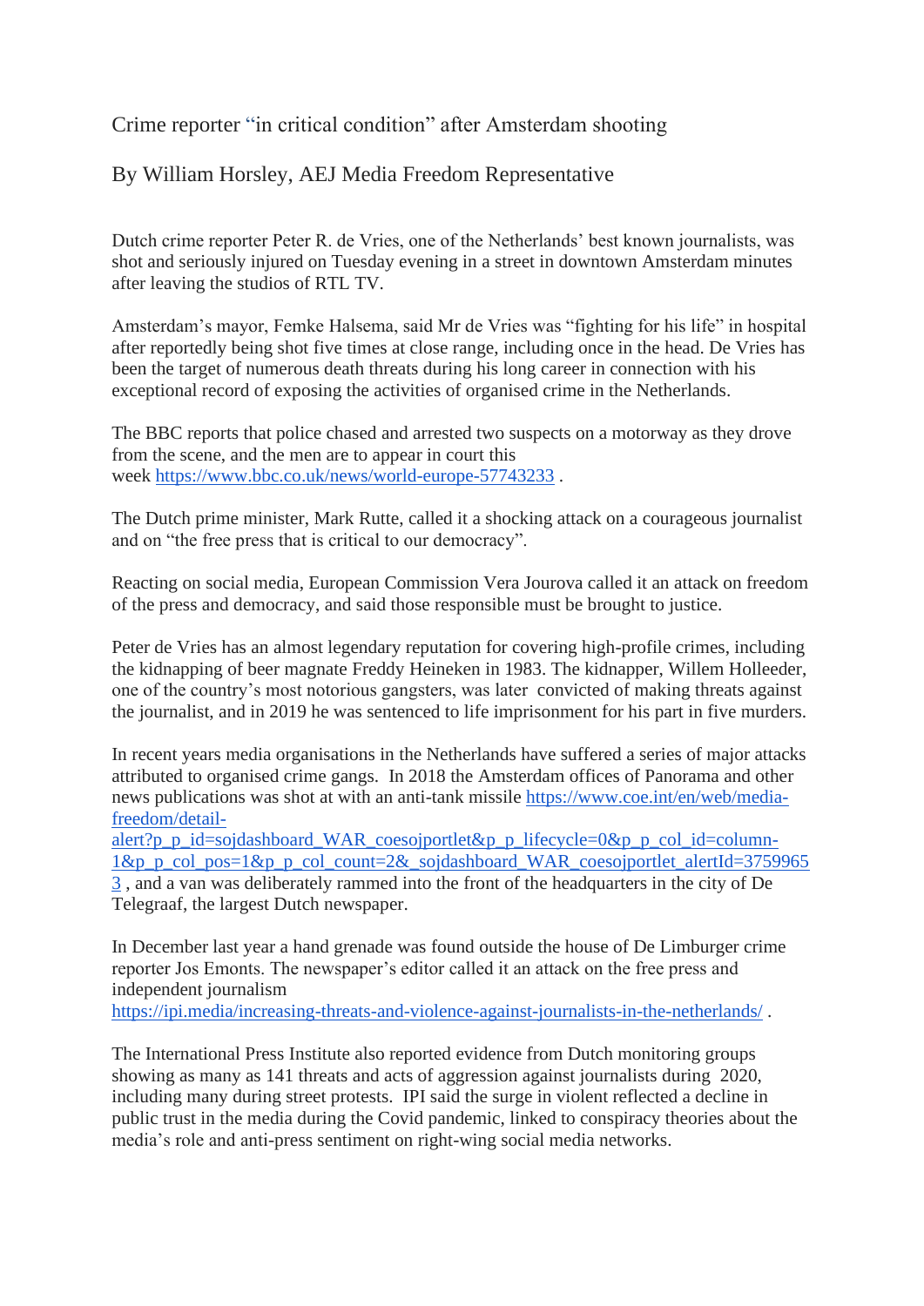# Crime reporter "in critical condition" after Amsterdam shooting

## By William Horsley, AEJ Media Freedom Representative

Dutch crime reporter Peter R. de Vries, one of the Netherlands' best known journalists, was shot and seriously injured on Tuesday evening in a street in downtown Amsterdam minutes after leaving the studios of RTL TV.

Amsterdam's mayor, Femke Halsema, said Mr de Vries was "fighting for his life" in hospital after reportedly being shot five times at close range, including once in the head. De Vries has been the target of numerous death threats during his long career in connection with his exceptional record of exposing the activities of organised crime in the Netherlands.

The BBC reports that police chased and arrested two suspects on a motorway as they drove from the scene, and the men are to appear in court this week https://www.bbc.co.uk/news/world-europe-57743233 .

The Dutch prime minister, Mark Rutte, called it a shocking attack on a courageous journalist and on "the free press that is critical to our democracy".

Reacting on social media, European Commission Vera Jourova called it an attack on freedom of the press and democracy, and said those responsible must be brought to justice.

Peter de Vries has an almost legendary reputation for covering high-profile crimes, including the kidnapping of beer magnate Freddy Heineken in 1983. The kidnapper, Willem Holleeder, one of the country's most notorious gangsters, was later convicted of making threats against the journalist, and in 2019 he was sentenced to life imprisonment for his part in five murders.

In recent years media organisations in the Netherlands have suffered a series of major attacks attributed to organised crime gangs. In 2018 the Amsterdam offices of Panorama and other news publications was shot at with an anti-tank missile https://www.coe.int/en/web/media-freedom/detail-alert?p_p_id=sojdashboard_WAR_coesojportlet&p_p_lifecycle=0&p_p_col_id=column-1&p_p_col_pos=1&p_p_col_count=2&_sojdashboard_WAR_coesojportlet_alertId=37599653 , and a van was deliberately rammed into the front of the headquarters in the city of De Telegraaf, the largest Dutch newspaper.

In December last year a hand grenade was found outside the house of De Limburger crime reporter Jos Emonts. The newspaper's editor called it an attack on the free press and independent journalism https://ipi.media/increasing-threats-and-violence-against-journalists-in-the-netherlands/ .

The International Press Institute also reported evidence from Dutch monitoring groups showing as many as 141 threats and acts of aggression against journalists during 2020, including many during street protests. IPI said the surge in violent reflected a decline in public trust in the media during the Covid pandemic, linked to conspiracy theories about the media's role and anti-press sentiment on right-wing social media networks.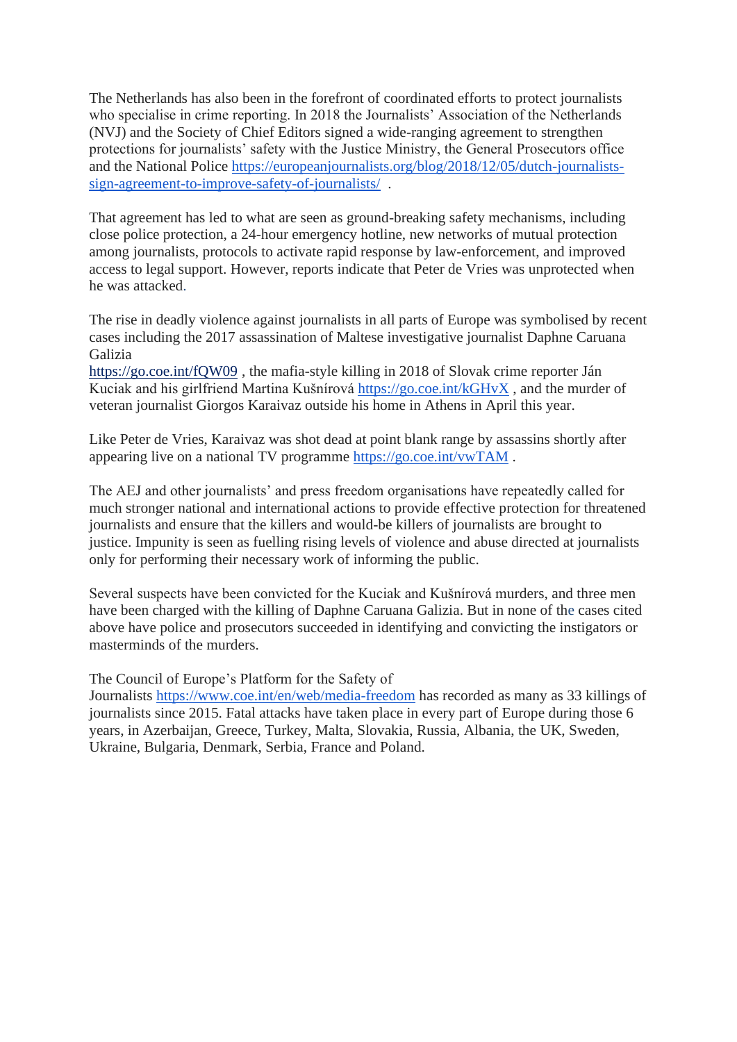The Netherlands has also been in the forefront of coordinated efforts to protect journalists who specialise in crime reporting. In 2018 the Journalists' Association of the Netherlands (NVJ) and the Society of Chief Editors signed a wide-ranging agreement to strengthen protections for journalists' safety with the Justice Ministry, the General Prosecutors office and the National Police https://europeanjournalists.org/blog/2018/12/05/dutch-journalists-sign-agreement-to-improve-safety-of-journalists/ .

That agreement has led to what are seen as ground-breaking safety mechanisms, including close police protection, a 24-hour emergency hotline, new networks of mutual protection among journalists, protocols to activate rapid response by law-enforcement, and improved access to legal support. However, reports indicate that Peter de Vries was unprotected when he was attacked.

The rise in deadly violence against journalists in all parts of Europe was symbolised by recent cases including the 2017 assassination of Maltese investigative journalist Daphne Caruana Galizia https://go.coe.int/fQW09 , the mafia-style killing in 2018 of Slovak crime reporter Ján Kuciak and his girlfriend Martina Kušnírová https://go.coe.int/kGHvX , and the murder of veteran journalist Giorgos Karaivaz outside his home in Athens in April this year.

Like Peter de Vries, Karaivaz was shot dead at point blank range by assassins shortly after appearing live on a national TV programme https://go.coe.int/vwTAM .

The AEJ and other journalists' and press freedom organisations have repeatedly called for much stronger national and international actions to provide effective protection for threatened journalists and ensure that the killers and would-be killers of journalists are brought to justice. Impunity is seen as fuelling rising levels of violence and abuse directed at journalists only for performing their necessary work of informing the public.

Several suspects have been convicted for the Kuciak and Kušnírová murders, and three men have been charged with the killing of Daphne Caruana Galizia. But in none of the cases cited above have police and prosecutors succeeded in identifying and convicting the instigators or masterminds of the murders.

The Council of Europe's Platform for the Safety of Journalists https://www.coe.int/en/web/media-freedom has recorded as many as 33 killings of journalists since 2015. Fatal attacks have taken place in every part of Europe during those 6 years, in Azerbaijan, Greece, Turkey, Malta, Slovakia, Russia, Albania, the UK, Sweden, Ukraine, Bulgaria, Denmark, Serbia, France and Poland.